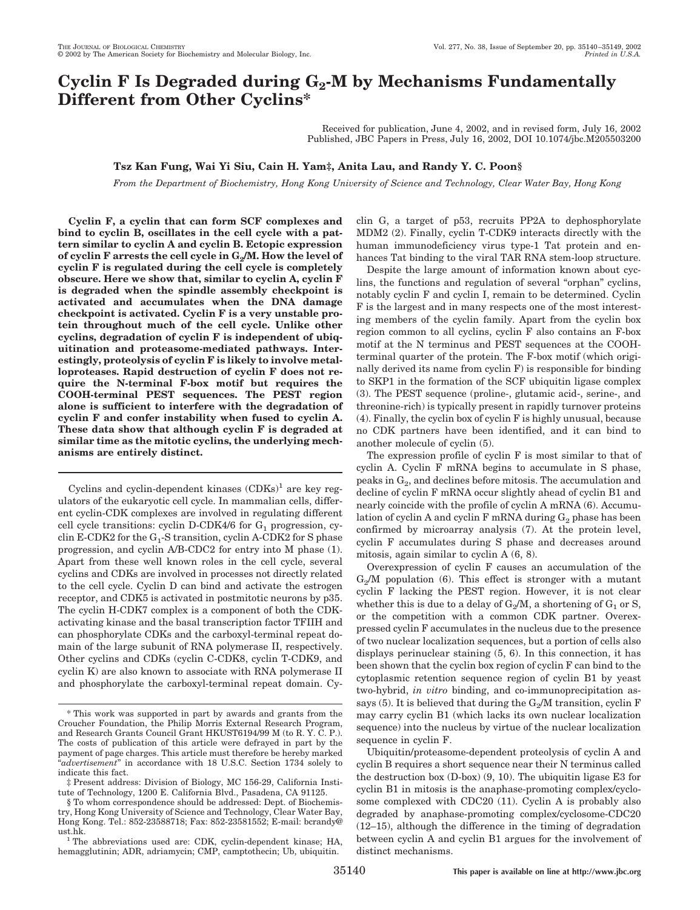# Cyclin F Is Degraded during $G_2$-M by Mechanisms Fundamentally Different from Other Cyclins*

Received for publication, June 4, 2002, and in revised form, July 16, 2002
Published, JBC Papers in Press, July 16, 2002, DOI 10.1074/jbc.M205503200

**Tsz Kan Fung, Wai Yi Siu, Cain H. Yam‡, Anita Lau, and Randy Y. C. Poon§**

*From the Department of Biochemistry, Hong Kong University of Science and Technology, Clear Water Bay, Hong Kong*

**Cyclin F, a cyclin that can form SCF complexes and bind to cyclin B, oscillates in the cell cycle with a pattern similar to cyclin A and cyclin B. Ectopic expression of cyclin F arrests the cell cycle in $G_2$/M. How the level of cyclin F is regulated during the cell cycle is completely obscure. Here we show that, similar to cyclin A, cyclin F is degraded when the spindle assembly checkpoint is activated and accumulates when the DNA damage checkpoint is activated. Cyclin F is a very unstable protein throughout much of the cell cycle. Unlike other cyclins, degradation of cyclin F is independent of ubiquitination and proteasome-mediated pathways. Interestingly, proteolysis of cyclin F is likely to involve metalloproteases. Rapid destruction of cyclin F does not require the N-terminal F-box motif but requires the COOH-terminal PEST sequences. The PEST region alone is sufficient to interfere with the degradation of cyclin F and confer instability when fused to cyclin A. These data show that although cyclin F is degraded at similar time as the mitotic cyclins, the underlying mechanisms are entirely distinct.**

Cyclins and cyclin-dependent kinases (CDKs)[1] are key regulators of the eukaryotic cell cycle. In mammalian cells, different cyclin-CDK complexes are involved in regulating different cell cycle transitions: cyclin D-CDK4/6 for $G_1$ progression, cyclin E-CDK2 for the $G_1$-S transition, cyclin A-CDK2 for S phase progression, and cyclin A/B-CDC2 for entry into M phase (1). Apart from these well known roles in the cell cycle, several cyclins and CDKs are involved in processes not directly related to the cell cycle. Cyclin D can bind and activate the estrogen receptor, and CDK5 is activated in postmitotic neurons by p35. The cyclin H-CDK7 complex is a component of both the CDK-activating kinase and the basal transcription factor TFIIH and can phosphorylate CDKs and the carboxyl-terminal repeat domain of the large subunit of RNA polymerase II, respectively. Other cyclins and CDKs (cyclin C-CDK8, cyclin T-CDK9, and cyclin K) are also known to associate with RNA polymerase II and phosphorylate the carboxyl-terminal repeat domain. Cyclin G, a target of p53, recruits PP2A to dephosphorylate MDM2 (2). Finally, cyclin T-CDK9 interacts directly with the human immunodeficiency virus type-1 Tat protein and enhances Tat binding to the viral TAR RNA stem-loop structure.

Despite the large amount of information known about cyclins, the functions and regulation of several "orphan" cyclins, notably cyclin F and cyclin I, remain to be determined. Cyclin F is the largest and in many respects one of the most interesting members of the cyclin family. Apart from the cyclin box region common to all cyclins, cyclin F also contains an F-box motif at the N terminus and PEST sequences at the COOH-terminal quarter of the protein. The F-box motif (which originally derived its name from cyclin F) is responsible for binding to SKP1 in the formation of the SCF ubiquitin ligase complex (3). The PEST sequence (proline-, glutamic acid-, serine-, and threonine-rich) is typically present in rapidly turnover proteins (4). Finally, the cyclin box of cyclin F is highly unusual, because no CDK partners have been identified, and it can bind to another molecule of cyclin (5).

The expression profile of cyclin F is most similar to that of cyclin A. Cyclin F mRNA begins to accumulate in S phase, peaks in $G_2$, and declines before mitosis. The accumulation and decline of cyclin F mRNA occur slightly ahead of cyclin B1 and nearly coincide with the profile of cyclin A mRNA (6). Accumulation of cyclin A and cyclin F mRNA during $G_2$ phase has been confirmed by microarray analysis (7). At the protein level, cyclin F accumulates during S phase and decreases around mitosis, again similar to cyclin A (6, 8).

Overexpression of cyclin F causes an accumulation of the $G_2$/M population (6). This effect is stronger with a mutant cyclin F lacking the PEST region. However, it is not clear whether this is due to a delay of $G_2$/M, a shortening of $G_1$ or S, or the competition with a common CDK partner. Overexpressed cyclin F accumulates in the nucleus due to the presence of two nuclear localization sequences, but a portion of cells also displays perinuclear staining (5, 6). In this connection, it has been shown that the cyclin box region of cyclin F can bind to the cytoplasmic retention sequence region of cyclin B1 by yeast two-hybrid, *in vitro* binding, and co-immunoprecipitation assays (5). It is believed that during the $G_2$/M transition, cyclin F may carry cyclin B1 (which lacks its own nuclear localization sequence) into the nucleus by virtue of the nuclear localization sequence in cyclin F.

Ubiquitin/proteasome-dependent proteolysis of cyclin A and cyclin B requires a short sequence near their N terminus called the destruction box (D-box) (9, 10). The ubiquitin ligase E3 for cyclin B1 in mitosis is the anaphase-promoting complex/cyclosome complexed with CDC20 (11). Cyclin A is probably also degraded by anaphase-promoting complex/cyclosome-CDC20 (12–15), although the difference in the timing of degradation between cyclin A and cyclin B1 argues for the involvement of distinct mechanisms.

---

\* This work was supported in part by awards and grants from the Croucher Foundation, the Philip Morris External Research Program, and Research Grants Council Grant HKUST6194/99 M (to R. Y. C. P.). The costs of publication of this article were defrayed in part by the payment of page charges. This article must therefore be hereby marked "*advertisement*" in accordance with 18 U.S.C. Section 1734 solely to indicate this fact.

‡ Present address: Division of Biology, MC 156-29, California Institute of Technology, 1200 E. California Blvd., Pasadena, CA 91125.

§ To whom correspondence should be addressed: Dept. of Biochemistry, Hong Kong University of Science and Technology, Clear Water Bay, Hong Kong. Tel.: 852-23588718; Fax: 852-23581552; E-mail: bcrandy@ust.hk.

[1] The abbreviations used are: CDK, cyclin-dependent kinase; HA, hemagglutinin; ADR, adriamycin; CMP, camptothecin; Ub, ubiquitin.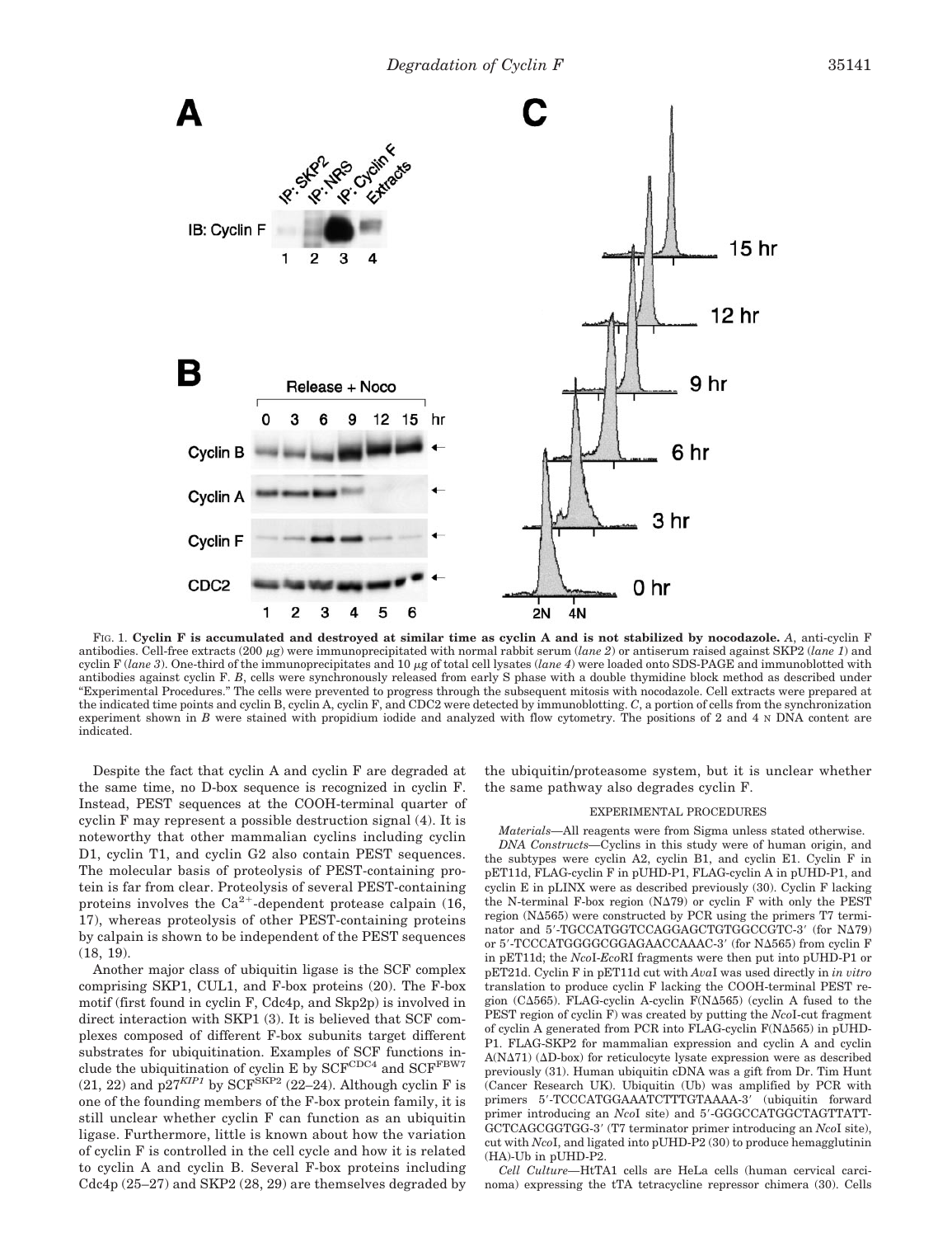FIG. 1. **Cyclin F is accumulated and destroyed at similar time as cyclin A and is not stabilized by nocodazole.** *A*, anti-cyclin F antibodies. Cell-free extracts (200 μg) were immunoprecipitated with normal rabbit serum (*lane 2*) or antiserum raised against SKP2 (*lane 1*) and cyclin F (*lane 3*). One-third of the immunoprecipitates and 10 μg of total cell lysates (*lane 4*) were loaded onto SDS-PAGE and immunoblotted with antibodies against cyclin F. *B*, cells were synchronously released from early S phase with a double thymidine block method as described under "Experimental Procedures." The cells were prevented to progress through the subsequent mitosis with nocodazole. Cell extracts were prepared at the indicated time points and cyclin B, cyclin A, cyclin F, and CDC2 were detected by immunoblotting. *C*, a portion of cells from the synchronization experiment shown in *B* were stained with propidium iodide and analyzed with flow cytometry. The positions of 2 and 4 N DNA content are indicated.

Despite the fact that cyclin A and cyclin F are degraded at the same time, no D-box sequence is recognized in cyclin F. Instead, PEST sequences at the COOH-terminal quarter of cyclin F may represent a possible destruction signal (4). It is noteworthy that other mammalian cyclins including cyclin D1, cyclin T1, and cyclin G2 also contain PEST sequences. The molecular basis of proteolysis of PEST-containing protein is far from clear. Proteolysis of several PEST-containing proteins involves the $Ca^{2+}$-dependent protease calpain (16, 17), whereas proteolysis of other PEST-containing proteins by calpain is shown to be independent of the PEST sequences (18, 19).

Another major class of ubiquitin ligase is the SCF complex comprising SKP1, CUL1, and F-box proteins (20). The F-box motif (first found in cyclin F, Cdc4p, and Skp2p) is involved in direct interaction with SKP1 (3). It is believed that SCF complexes composed of different F-box subunits target different substrates for ubiquitination. Examples of SCF functions include the ubiquitination of cyclin E by SCF^CDC4^ and SCF^FBW7^ (21, 22) and p27^*KIP1*^ by SCF^SKP2^ (22–24). Although cyclin F is one of the founding members of the F-box protein family, it is still unclear whether cyclin F can function as an ubiquitin ligase. Furthermore, little is known about how the variation of cyclin F is controlled in the cell cycle and how it is related to cyclin A and cyclin B. Several F-box proteins including Cdc4p (25–27) and SKP2 (28, 29) are themselves degraded by the ubiquitin/proteasome system, but it is unclear whether the same pathway also degrades cyclin F.

## EXPERIMENTAL PROCEDURES

*Materials*—All reagents were from Sigma unless stated otherwise.

*DNA Constructs*—Cyclins in this study were of human origin, and the subtypes were cyclin A2, cyclin B1, and cyclin E1. Cyclin F in pET11d, FLAG-cyclin F in pUHD-P1, FLAG-cyclin A in pUHD-P1, and cyclin E in pLINX were as described previously (30). Cyclin F lacking the N-terminal F-box region (NΔ79) or cyclin F with only the PEST region (NΔ565) were constructed by PCR using the primers T7 terminator and 5′-TGCCATGGTCCAGGAGCTGTGGCCGTC-3′ (for NΔ79) or 5′-TCCCATGGGGCGGAGAACCAAAC-3′ (for NΔ565) from cyclin F in pET11d; the *Nco*I-*Eco*RI fragments were then put into pUHD-P1 or pET21d. Cyclin F in pET11d cut with *Ava*I was used directly in *in vitro* translation to produce cyclin F lacking the COOH-terminal PEST region (CΔ565). FLAG-cyclin A-cyclin F(NΔ565) (cyclin A fused to the PEST region of cyclin F) was created by putting the *Nco*I-cut fragment of cyclin A generated from PCR into FLAG-cyclin F(NΔ565) in pUHD-P1. FLAG-SKP2 for mammalian expression and cyclin A and cyclin A(NΔ71) (ΔD-box) for reticulocyte lysate expression were as described previously (31). Human ubiquitin cDNA was a gift from Dr. Tim Hunt (Cancer Research UK). Ubiquitin (Ub) was amplified by PCR with primers 5′-TCCCATGGAAATCTTTGTAAAA-3′ (ubiquitin forward primer introducing an *Nco*I site) and 5′-GGGCCATGGCTAGTTATT-GCTCAGCGGTGG-3′ (T7 terminator primer introducing an *Nco*I site), cut with *Nco*I, and ligated into pUHD-P2 (30) to produce hemagglutinin (HA)-Ub in pUHD-P2.

*Cell Culture*—HtTA1 cells are HeLa cells (human cervical carcinoma) expressing the tTA tetracycline repressor chimera (30). Cells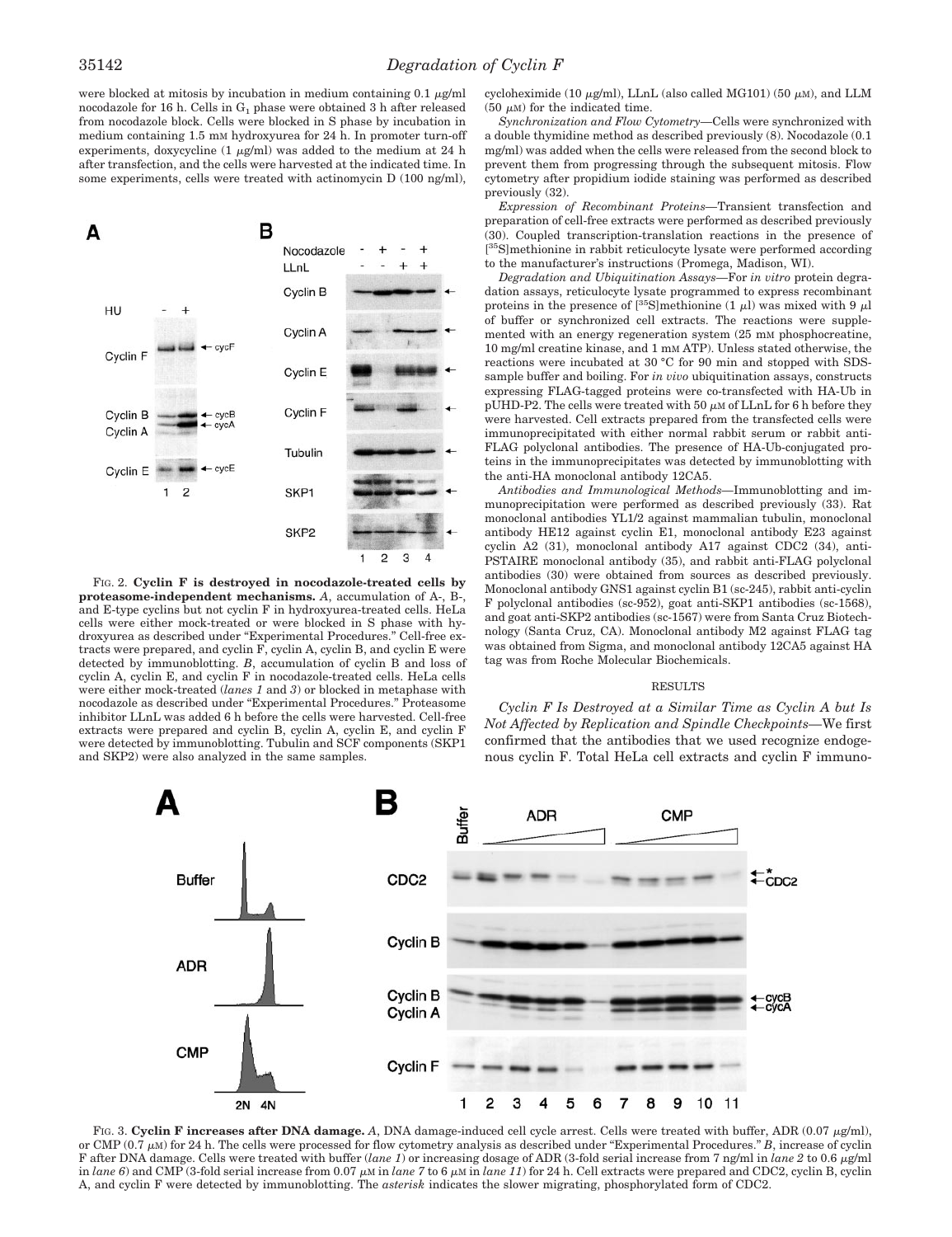were blocked at mitosis by incubation in medium containing 0.1 μg/ml nocodazole for 16 h. Cells in $G_1$ phase were obtained 3 h after released from nocodazole block. Cells were blocked in S phase by incubation in medium containing 1.5 mM hydroxyurea for 24 h. In promoter turn-off experiments, doxycycline (1 μg/ml) was added to the medium at 24 h after transfection, and the cells were harvested at the indicated time. In some experiments, cells were treated with actinomycin D (100 ng/ml), cycloheximide (10 μg/ml), LLnL (also called MG101) (50 μM), and LLM (50 μM) for the indicated time.

*Synchronization and Flow Cytometry*—Cells were synchronized with a double thymidine method as described previously (8). Nocodazole (0.1 mg/ml) was added when the cells were released from the second block to prevent them from progressing through the subsequent mitosis. Flow cytometry after propidium iodide staining was performed as described previously (32).

*Expression of Recombinant Proteins*—Transient transfection and preparation of cell-free extracts were performed as described previously (30). Coupled transcription-translation reactions in the presence of [$^{35}$S]methionine in rabbit reticulocyte lysate were performed according to the manufacturer's instructions (Promega, Madison, WI).

*Degradation and Ubiquitination Assays*—For *in vitro* protein degradation assays, reticulocyte lysate programmed to express recombinant proteins in the presence of [$^{35}$S]methionine (1 μl) was mixed with 9 μl of buffer or synchronized cell extracts. The reactions were supplemented with an energy regeneration system (25 mM phosphocreatine, 10 mg/ml creatine kinase, and 1 mM ATP). Unless stated otherwise, the reactions were incubated at 30 °C for 90 min and stopped with SDS-sample buffer and boiling. For *in vivo* ubiquitination assays, constructs expressing FLAG-tagged proteins were co-transfected with HA-Ub in pUHD-P2. The cells were treated with 50 μM of LLnL for 6 h before they were harvested. Cell extracts prepared from the transfected cells were immunoprecipitated with either normal rabbit serum or rabbit anti-FLAG polyclonal antibodies. The presence of HA-Ub-conjugated proteins in the immunoprecipitates was detected by immunoblotting with the anti-HA monoclonal antibody 12CA5.

*Antibodies and Immunological Methods*—Immunoblotting and immunoprecipitation were performed as described previously (33). Rat monoclonal antibodies YL1/2 against mammalian tubulin, monoclonal antibody HE12 against cyclin E1, monoclonal antibody E23 against cyclin A2 (31), monoclonal antibody A17 against CDC2 (34), anti-PSTAIRE monoclonal antibody (35), and rabbit anti-FLAG polyclonal antibodies (30) were obtained from sources as described previously. Monoclonal antibody GNS1 against cyclin B1 (sc-245), rabbit anti-cyclin F polyclonal antibodies (sc-952), goat anti-SKP1 antibodies (sc-1568), and goat anti-SKP2 antibodies (sc-1567) were from Santa Cruz Biotechnology (Santa Cruz, CA). Monoclonal antibody M2 against FLAG tag was obtained from Sigma, and monoclonal antibody 12CA5 against HA tag was from Roche Molecular Biochemicals.

FIG. 2. **Cyclin F is destroyed in nocodazole-treated cells by proteasome-independent mechanisms.** *A*, accumulation of A-, B-, and E-type cyclins but not cyclin F in hydroxyurea-treated cells. HeLa cells were either mock-treated or were blocked in S phase with hydroxyurea as described under "Experimental Procedures." Cell-free extracts were prepared, and cyclin F, cyclin A, cyclin B, and cyclin E were detected by immunoblotting. *B*, accumulation of cyclin B and loss of cyclin A, cyclin E, and cyclin F in nocodazole-treated cells. HeLa cells were either mock-treated (*lanes 1* and *3*) or blocked in metaphase with nocodazole as described under "Experimental Procedures." Proteasome inhibitor LLnL was added 6 h before the cells were harvested. Cell-free extracts were prepared and cyclin B, cyclin A, cyclin E, and cyclin F were detected by immunoblotting. Tubulin and SCF components (SKP1 and SKP2) were also analyzed in the same samples.

## RESULTS

*Cyclin F Is Destroyed at a Similar Time as Cyclin A but Is Not Affected by Replication and Spindle Checkpoints*—We first confirmed that the antibodies that we used recognize endogenous cyclin F. Total HeLa cell extracts and cyclin F immuno-

FIG. 3. **Cyclin F increases after DNA damage.** *A*, DNA damage-induced cell cycle arrest. Cells were treated with buffer, ADR (0.07 μg/ml), or CMP (0.7 μM) for 24 h. The cells were processed for flow cytometry analysis as described under "Experimental Procedures." *B*, increase of cyclin F after DNA damage. Cells were treated with buffer (*lane 1*) or increasing dosage of ADR (3-fold serial increase from 7 ng/ml in *lane 2* to 0.6 μg/ml in *lane 6*) and CMP (3-fold serial increase from 0.07 μM in *lane 7* to 6 μM in *lane 11*) for 24 h. Cell extracts were prepared and CDC2, cyclin B, cyclin A, and cyclin F were detected by immunoblotting. The *asterisk* indicates the slower migrating, phosphorylated form of CDC2.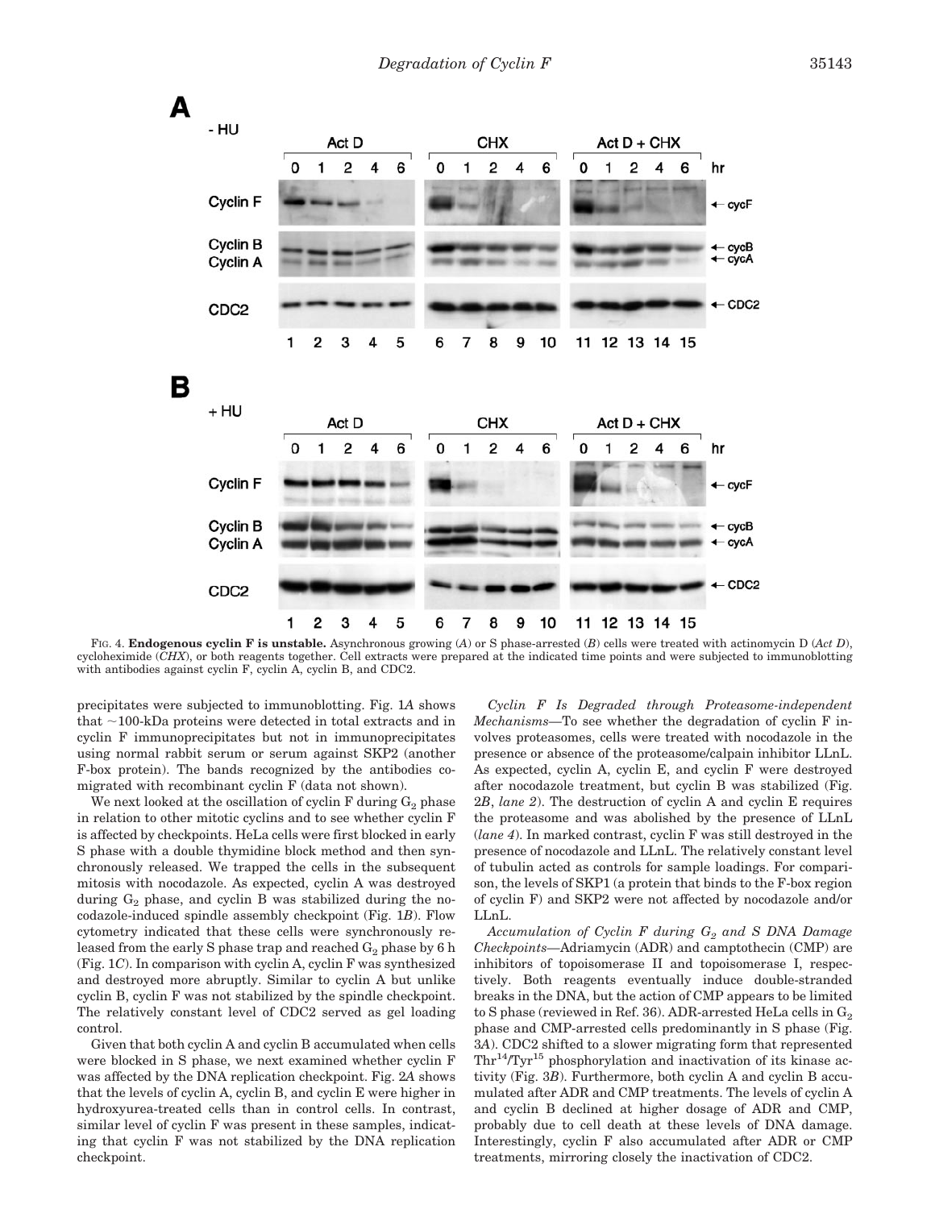FIG. 4. **Endogenous cyclin F is unstable.** Asynchronous growing (*A*) or S phase-arrested (*B*) cells were treated with actinomycin D (*Act D*), cycloheximide (*CHX*), or both reagents together. Cell extracts were prepared at the indicated time points and were subjected to immunoblotting with antibodies against cyclin F, cyclin A, cyclin B, and CDC2.

precipitates were subjected to immunoblotting. Fig. 1*A* shows that ~100-kDa proteins were detected in total extracts and in cyclin F immunoprecipitates but not in immunoprecipitates using normal rabbit serum or serum against SKP2 (another F-box protein). The bands recognized by the antibodies comigrated with recombinant cyclin F (data not shown).

We next looked at the oscillation of cyclin F during $G_2$ phase in relation to other mitotic cyclins and to see whether cyclin F is affected by checkpoints. HeLa cells were first blocked in early S phase with a double thymidine block method and then synchronously released. We trapped the cells in the subsequent mitosis with nocodazole. As expected, cyclin A was destroyed during $G_2$ phase, and cyclin B was stabilized during the nocodazole-induced spindle assembly checkpoint (Fig. 1*B*). Flow cytometry indicated that these cells were synchronously released from the early S phase trap and reached $G_2$ phase by 6 h (Fig. 1*C*). In comparison with cyclin A, cyclin F was synthesized and destroyed more abruptly. Similar to cyclin A but unlike cyclin B, cyclin F was not stabilized by the spindle checkpoint. The relatively constant level of CDC2 served as gel loading control.

Given that both cyclin A and cyclin B accumulated when cells were blocked in S phase, we next examined whether cyclin F was affected by the DNA replication checkpoint. Fig. 2*A* shows that the levels of cyclin A, cyclin B, and cyclin E were higher in hydroxyurea-treated cells than in control cells. In contrast, similar level of cyclin F was present in these samples, indicating that cyclin F was not stabilized by the DNA replication checkpoint.

*Cyclin F Is Degraded through Proteasome-independent Mechanisms*—To see whether the degradation of cyclin F involves proteasomes, cells were treated with nocodazole in the presence or absence of the proteasome/calpain inhibitor LLnL. As expected, cyclin A, cyclin E, and cyclin F were destroyed after nocodazole treatment, but cyclin B was stabilized (Fig. 2*B*, *lane 2*). The destruction of cyclin A and cyclin E requires the proteasome and was abolished by the presence of LLnL (*lane 4*). In marked contrast, cyclin F was still destroyed in the presence of nocodazole and LLnL. The relatively constant level of tubulin acted as controls for sample loadings. For comparison, the levels of SKP1 (a protein that binds to the F-box region of cyclin F) and SKP2 were not affected by nocodazole and/or LLnL.

*Accumulation of Cyclin F during $G_2$ and S DNA Damage Checkpoints*—Adriamycin (ADR) and camptothecin (CMP) are inhibitors of topoisomerase II and topoisomerase I, respectively. Both reagents eventually induce double-stranded breaks in the DNA, but the action of CMP appears to be limited to S phase (reviewed in Ref. 36). ADR-arrested HeLa cells in $G_2$ phase and CMP-arrested cells predominantly in S phase (Fig. 3*A*). CDC2 shifted to a slower migrating form that represented $Thr^{14}/Tyr^{15}$ phosphorylation and inactivation of its kinase activity (Fig. 3*B*). Furthermore, both cyclin A and cyclin B accumulated after ADR and CMP treatments. The levels of cyclin A and cyclin B declined at higher dosage of ADR and CMP, probably due to cell death at these levels of DNA damage. Interestingly, cyclin F also accumulated after ADR or CMP treatments, mirroring closely the inactivation of CDC2.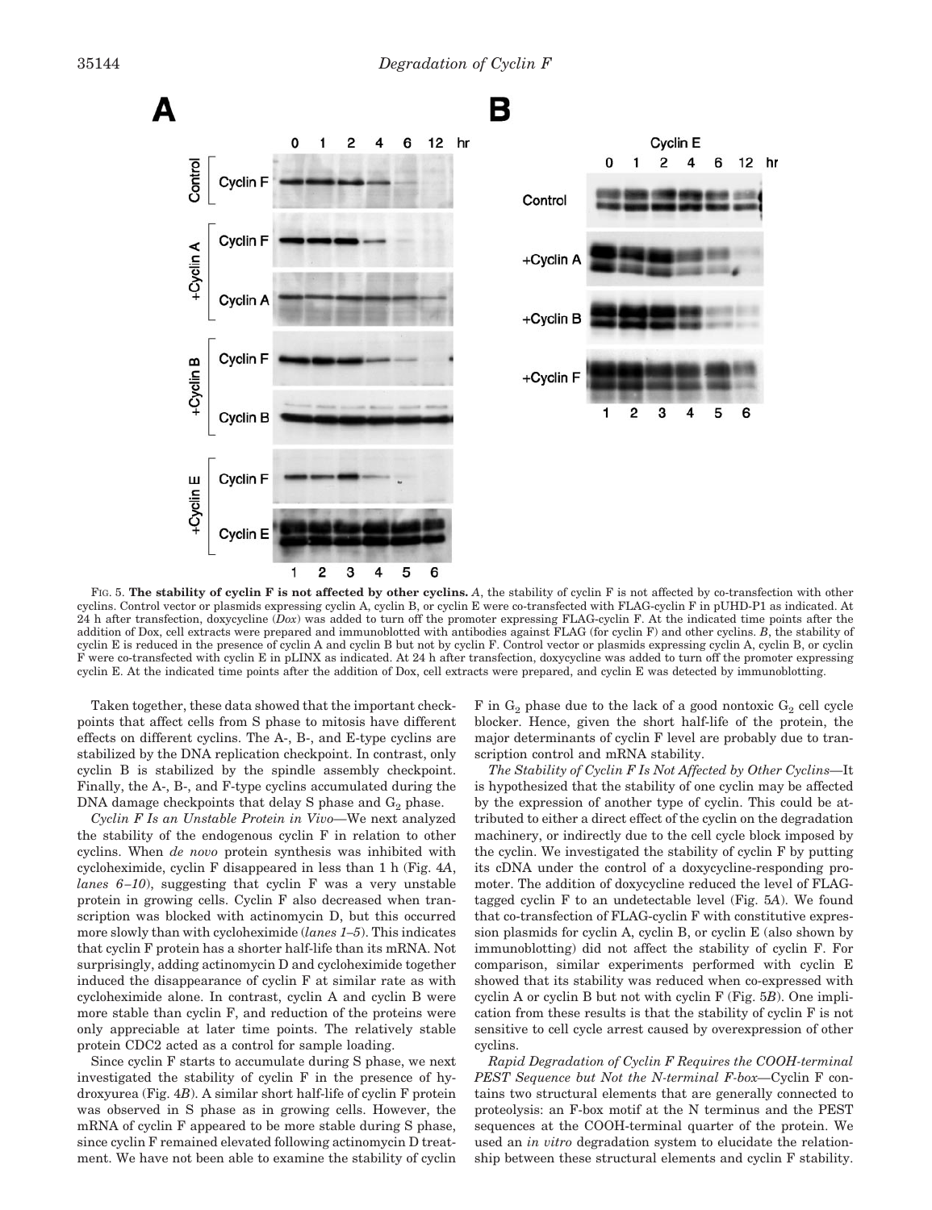FIG. 5. **The stability of cyclin F is not affected by other cyclins.** *A*, the stability of cyclin F is not affected by co-transfection with other cyclins. Control vector or plasmids expressing cyclin A, cyclin B, or cyclin E were co-transfected with FLAG-cyclin F in pUHD-P1 as indicated. At 24 h after transfection, doxycycline (*Dox*) was added to turn off the promoter expressing FLAG-cyclin F. At the indicated time points after the addition of Dox, cell extracts were prepared and immunoblotted with antibodies against FLAG (for cyclin F) and other cyclins. *B*, the stability of cyclin E is reduced in the presence of cyclin A and cyclin B but not by cyclin F. Control vector or plasmids expressing cyclin A, cyclin B, or cyclin F were co-transfected with cyclin E in pLINX as indicated. At 24 h after transfection, doxycycline was added to turn off the promoter expressing cyclin E. At the indicated time points after the addition of Dox, cell extracts were prepared, and cyclin E was detected by immunoblotting.

Taken together, these data showed that the important checkpoints that affect cells from S phase to mitosis have different effects on different cyclins. The A-, B-, and E-type cyclins are stabilized by the DNA replication checkpoint. In contrast, only cyclin B is stabilized by the spindle assembly checkpoint. Finally, the A-, B-, and F-type cyclins accumulated during the DNA damage checkpoints that delay S phase and $G_2$ phase.

*Cyclin F Is an Unstable Protein in Vivo*—We next analyzed the stability of the endogenous cyclin F in relation to other cyclins. When *de novo* protein synthesis was inhibited with cycloheximide, cyclin F disappeared in less than 1 h (Fig. 4*A*, *lanes 6–10*), suggesting that cyclin F was a very unstable protein in growing cells. Cyclin F also decreased when transcription was blocked with actinomycin D, but this occurred more slowly than with cycloheximide (*lanes 1–5*). This indicates that cyclin F protein has a shorter half-life than its mRNA. Not surprisingly, adding actinomycin D and cycloheximide together induced the disappearance of cyclin F at similar rate as with cycloheximide alone. In contrast, cyclin A and cyclin B were more stable than cyclin F, and reduction of the proteins were only appreciable at later time points. The relatively stable protein CDC2 acted as a control for sample loading.

Since cyclin F starts to accumulate during S phase, we next investigated the stability of cyclin F in the presence of hydroxyurea (Fig. 4*B*). A similar short half-life of cyclin F protein was observed in S phase as in growing cells. However, the mRNA of cyclin F appeared to be more stable during S phase, since cyclin F remained elevated following actinomycin D treatment. We have not been able to examine the stability of cyclin F in $G_2$ phase due to the lack of a good nontoxic $G_2$ cell cycle blocker. Hence, given the short half-life of the protein, the major determinants of cyclin F level are probably due to transcription control and mRNA stability.

*The Stability of Cyclin F Is Not Affected by Other Cyclins*—It is hypothesized that the stability of one cyclin may be affected by the expression of another type of cyclin. This could be attributed to either a direct effect of the cyclin on the degradation machinery, or indirectly due to the cell cycle block imposed by the cyclin. We investigated the stability of cyclin F by putting its cDNA under the control of a doxycycline-responding promoter. The addition of doxycycline reduced the level of FLAG-tagged cyclin F to an undetectable level (Fig. 5*A*). We found that co-transfection of FLAG-cyclin F with constitutive expression plasmids for cyclin A, cyclin B, or cyclin E (also shown by immunoblotting) did not affect the stability of cyclin F. For comparison, similar experiments performed with cyclin E showed that its stability was reduced when co-expressed with cyclin A or cyclin B but not with cyclin F (Fig. 5*B*). One implication from these results is that the stability of cyclin F is not sensitive to cell cycle arrest caused by overexpression of other cyclins.

*Rapid Degradation of Cyclin F Requires the COOH-terminal PEST Sequence but Not the N-terminal F-box*—Cyclin F contains two structural elements that are generally connected to proteolysis: an F-box motif at the N terminus and the PEST sequences at the COOH-terminal quarter of the protein. We used an *in vitro* degradation system to elucidate the relationship between these structural elements and cyclin F stability.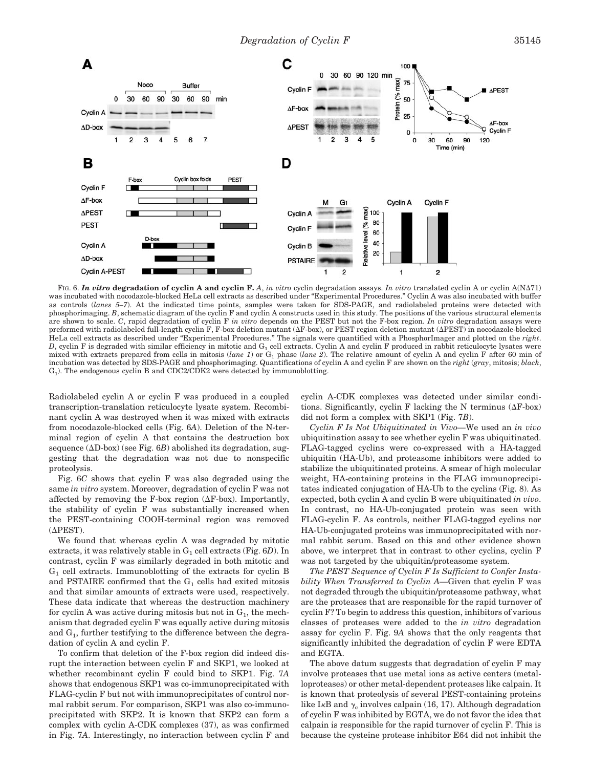FIG. 6. ***In vitro* degradation of cyclin A and cyclin F.** *A*, *in vitro* cyclin degradation assays. *In vitro* translated cyclin A or cyclin A(NΔ71) was incubated with nocodazole-blocked HeLa cell extracts as described under "Experimental Procedures." Cyclin A was also incubated with buffer as controls (*lanes 5–7*). At the indicated time points, samples were taken for SDS-PAGE, and radiolabeled proteins were detected with phosphorimaging. *B*, schematic diagram of the cyclin F and cyclin A constructs used in this study. The positions of the various structural elements are shown to scale. *C*, rapid degradation of cyclin F *in vitro* depends on the PEST but not the F-box region. *In vitro* degradation assays were preformed with radiolabeled full-length cyclin F, F-box deletion mutant (ΔF-box), or PEST region deletion mutant (ΔPEST) in nocodazole-blocked HeLa cell extracts as described under "Experimental Procedures." The signals were quantified with a PhosphorImager and plotted on the *right*. *D*, cyclin F is degraded with similar efficiency in mitotic and $G_1$ cell extracts. Cyclin A and cyclin F produced in rabbit reticulocyte lysates were mixed with extracts prepared from cells in mitosis (*lane 1*) or $G_1$ phase (*lane 2*). The relative amount of cyclin A and cyclin F after 60 min of incubation was detected by SDS-PAGE and phosphorimaging. Quantifications of cyclin A and cyclin F are shown on the *right* (*gray*, mitosis; *black*, $G_1$). The endogenous cyclin B and CDC2/CDK2 were detected by immunoblotting.

Radiolabeled cyclin A or cyclin F was produced in a coupled transcription-translation reticulocyte lysate system. Recombinant cyclin A was destroyed when it was mixed with extracts from nocodazole-blocked cells (Fig. 6*A*). Deletion of the N-terminal region of cyclin A that contains the destruction box sequence (ΔD-box) (see Fig. 6*B*) abolished its degradation, suggesting that the degradation was not due to nonspecific proteolysis.

Fig. 6*C* shows that cyclin F was also degraded using the same *in vitro* system. Moreover, degradation of cyclin F was not affected by removing the F-box region (ΔF-box). Importantly, the stability of cyclin F was substantially increased when the PEST-containing COOH-terminal region was removed (ΔPEST).

We found that whereas cyclin A was degraded by mitotic extracts, it was relatively stable in $G_1$ cell extracts (Fig. 6*D*). In contrast, cyclin F was similarly degraded in both mitotic and $G_1$ cell extracts. Immunoblotting of the extracts for cyclin B and PSTAIRE confirmed that the $G_1$ cells had exited mitosis and that similar amounts of extracts were used, respectively. These data indicate that whereas the destruction machinery for cyclin A was active during mitosis but not in $G_1$, the mechanism that degraded cyclin F was equally active during mitosis and $G_1$, further testifying to the difference between the degradation of cyclin A and cyclin F.

To confirm that deletion of the F-box region did indeed disrupt the interaction between cyclin F and SKP1, we looked at whether recombinant cyclin F could bind to SKP1. Fig. 7*A* shows that endogenous SKP1 was co-immunoprecipitated with FLAG-cyclin F but not with immunoprecipitates of control normal rabbit serum. For comparison, SKP1 was also co-immunoprecipitated with SKP2. It is known that SKP2 can form a complex with cyclin A-CDK complexes (37), as was confirmed in Fig. 7*A*. Interestingly, no interaction between cyclin F and cyclin A-CDK complexes was detected under similar conditions. Significantly, cyclin F lacking the N terminus (ΔF-box) did not form a complex with SKP1 (Fig. 7*B*).

*Cyclin F Is Not Ubiquitinated in Vivo*—We used an *in vivo* ubiquitination assay to see whether cyclin F was ubiquitinated. FLAG-tagged cyclins were co-expressed with a HA-tagged ubiquitin (HA-Ub), and proteasome inhibitors were added to stabilize the ubiquitinated proteins. A smear of high molecular weight, HA-containing proteins in the FLAG immunoprecipitates indicated conjugation of HA-Ub to the cyclins (Fig. 8). As expected, both cyclin A and cyclin B were ubiquitinated *in vivo*. In contrast, no HA-Ub-conjugated protein was seen with FLAG-cyclin F. As controls, neither FLAG-tagged cyclins nor HA-Ub-conjugated proteins was immunoprecipitated with normal rabbit serum. Based on this and other evidence shown above, we interpret that in contrast to other cyclins, cyclin F was not targeted by the ubiquitin/proteasome system.

*The PEST Sequence of Cyclin F Is Sufficient to Confer Instability When Transferred to Cyclin A*—Given that cyclin F was not degraded through the ubiquitin/proteasome pathway, what are the proteases that are responsible for the rapid turnover of cyclin F? To begin to address this question, inhibitors of various classes of proteases were added to the *in vitro* degradation assay for cyclin F. Fig. 9*A* shows that the only reagents that significantly inhibited the degradation of cyclin F were EDTA and EGTA.

The above datum suggests that degradation of cyclin F may involve proteases that use metal ions as active centers (metalloproteases) or other metal-dependent proteases like calpain. It is known that proteolysis of several PEST-containing proteins like IκB and $\gamma_c$ involves calpain (16, 17). Although degradation of cyclin F was inhibited by EGTA, we do not favor the idea that calpain is responsible for the rapid turnover of cyclin F. This is because the cysteine protease inhibitor E64 did not inhibit the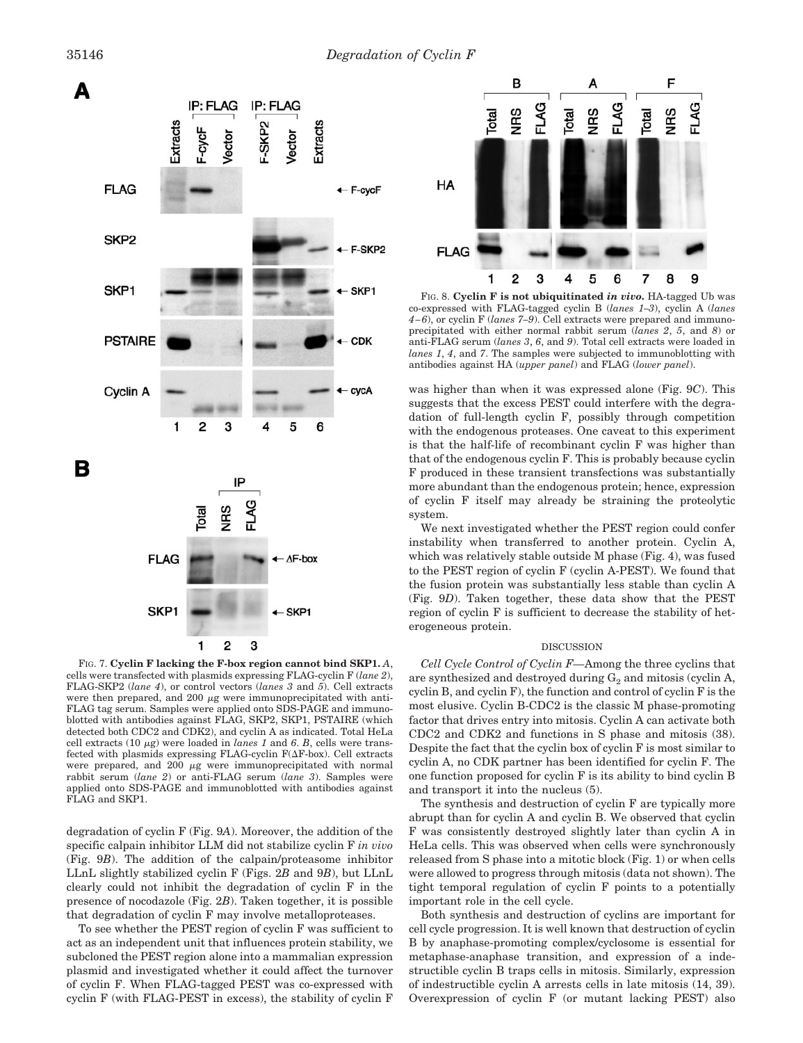FIG. 7. **Cyclin F lacking the F-box region cannot bind SKP1.** *A*, cells were transfected with plasmids expressing FLAG-cyclin F (*lane 2*), FLAG-SKP2 (*lane 4*), or control vectors (*lanes 3* and *5*). Cell extracts were then prepared, and 200 μg were immunoprecipitated with anti-FLAG tag serum. Samples were applied onto SDS-PAGE and immunoblotted with antibodies against FLAG, SKP2, SKP1, PSTAIRE (which detected both CDC2 and CDK2), and cyclin A as indicated. Total HeLa cell extracts (10 μg) were loaded in *lanes 1* and *6*. *B*, cells were transfected with plasmids expressing FLAG-cyclin F(ΔF-box). Cell extracts were prepared, and 200 μg were immunoprecipitated with normal rabbit serum (*lane 2*) or anti-FLAG serum (*lane 3*). Samples were applied onto SDS-PAGE and immunoblotted with antibodies against FLAG and SKP1.

FIG. 8. **Cyclin F is not ubiquitinated *in vivo*.** HA-tagged Ub was co-expressed with FLAG-tagged cyclin B (*lanes 1–3*), cyclin A (*lanes 4–6*), or cyclin F (*lanes 7–9*). Cell extracts were prepared and immunoprecipitated with either normal rabbit serum (*lanes 2*, *5*, and *8*) or anti-FLAG serum (*lanes 3*, *6*, and *9*). Total cell extracts were loaded in *lanes 1*, *4*, and *7*. The samples were subjected to immunoblotting with antibodies against HA (*upper panel*) and FLAG (*lower panel*).

degradation of cyclin F (Fig. 9*A*). Moreover, the addition of the specific calpain inhibitor LLM did not stabilize cyclin F *in vivo* (Fig. 9*B*). The addition of the calpain/proteasome inhibitor LLnL slightly stabilized cyclin F (Figs. 2*B* and 9*B*), but LLnL clearly could not inhibit the degradation of cyclin F in the presence of nocodazole (Fig. 2*B*). Taken together, it is possible that degradation of cyclin F may involve metalloproteases.

To see whether the PEST region of cyclin F was sufficient to act as an independent unit that influences protein stability, we subcloned the PEST region alone into a mammalian expression plasmid and investigated whether it could affect the turnover of cyclin F. When FLAG-tagged PEST was co-expressed with cyclin F (with FLAG-PEST in excess), the stability of cyclin F was higher than when it was expressed alone (Fig. 9*C*). This suggests that the excess PEST could interfere with the degradation of full-length cyclin F, possibly through competition with the endogenous proteases. One caveat to this experiment is that the half-life of recombinant cyclin F was higher than that of the endogenous cyclin F. This is probably because cyclin F produced in these transient transfections was substantially more abundant than the endogenous protein; hence, expression of cyclin F itself may already be straining the proteolytic system.

We next investigated whether the PEST region could confer instability when transferred to another protein. Cyclin A, which was relatively stable outside M phase (Fig. 4), was fused to the PEST region of cyclin F (cyclin A-PEST). We found that the fusion protein was substantially less stable than cyclin A (Fig. 9*D*). Taken together, these data show that the PEST region of cyclin F is sufficient to decrease the stability of heterogeneous protein.

## DISCUSSION

*Cell Cycle Control of Cyclin F*—Among the three cyclins that are synthesized and destroyed during $G_2$ and mitosis (cyclin A, cyclin B, and cyclin F), the function and control of cyclin F is the most elusive. Cyclin B-CDC2 is the classic M phase-promoting factor that drives entry into mitosis. Cyclin A can activate both CDC2 and CDK2 and functions in S phase and mitosis (38). Despite the fact that the cyclin box of cyclin F is most similar to cyclin A, no CDK partner has been identified for cyclin F. The one function proposed for cyclin F is its ability to bind cyclin B and transport it into the nucleus (5).

The synthesis and destruction of cyclin F are typically more abrupt than for cyclin A and cyclin B. We observed that cyclin F was consistently destroyed slightly later than cyclin A in HeLa cells. This was observed when cells were synchronously released from S phase into a mitotic block (Fig. 1) or when cells were allowed to progress through mitosis (data not shown). The tight temporal regulation of cyclin F points to a potentially important role in the cell cycle.

Both synthesis and destruction of cyclins are important for cell cycle progression. It is well known that destruction of cyclin B by anaphase-promoting complex/cyclosome is essential for metaphase-anaphase transition, and expression of a indestructible cyclin B traps cells in mitosis. Similarly, expression of indestructible cyclin A arrests cells in late mitosis (14, 39). Overexpression of cyclin F (or mutant lacking PEST) also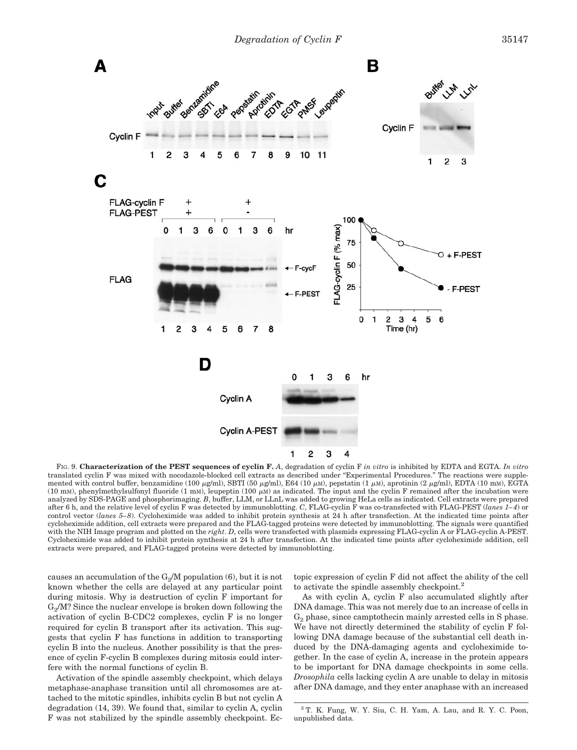FIG. 9. **Characterization of the PEST sequences of cyclin F.** *A*, degradation of cyclin F *in vitro* is inhibited by EDTA and EGTA. *In vitro* translated cyclin F was mixed with nocodazole-blocked cell extracts as described under "Experimental Procedures." The reactions were supplemented with control buffer, benzamidine (100 μg/ml), SBTI (50 μg/ml), E64 (10 μM), pepstatin (1 μM), aprotinin (2 μg/ml), EDTA (10 mM), EGTA (10 mM), phenylmethylsulfonyl fluoride (1 mM), leupeptin (100 μM) as indicated. The input and the cyclin F remained after the incubation were analyzed by SDS-PAGE and phosphorimaging. *B*, buffer, LLM, or LLnL was added to growing HeLa cells as indicated. Cell extracts were prepared after 6 h, and the relative level of cyclin F was detected by immunoblotting. *C*, FLAG-cyclin F was co-transfected with FLAG-PEST (*lanes 1–4*) or control vector (*lanes 5–8*). Cycloheximide was added to inhibit protein synthesis at 24 h after transfection. At the indicated time points after cycloheximide addition, cell extracts were prepared and the FLAG-tagged proteins were detected by immunoblotting. The signals were quantified with the NIH Image program and plotted on the *right*. *D*, cells were transfected with plasmids expressing FLAG-cyclin A or FLAG-cyclin A-PEST. Cycloheximide was added to inhibit protein synthesis at 24 h after transfection. At the indicated time points after cycloheximide addition, cell extracts were prepared, and FLAG-tagged proteins were detected by immunoblotting.

causes an accumulation of the $G_2$/M population (6), but it is not known whether the cells are delayed at any particular point during mitosis. Why is destruction of cyclin F important for $G_2$/M? Since the nuclear envelope is broken down following the activation of cyclin B-CDC2 complexes, cyclin F is no longer required for cyclin B transport after its activation. This suggests that cyclin F has functions in addition to transporting cyclin B into the nucleus. Another possibility is that the presence of cyclin F-cyclin B complexes during mitosis could interfere with the normal functions of cyclin B.

Activation of the spindle assembly checkpoint, which delays metaphase-anaphase transition until all chromosomes are attached to the mitotic spindles, inhibits cyclin B but not cyclin A degradation (14, 39). We found that, similar to cyclin A, cyclin F was not stabilized by the spindle assembly checkpoint. Ectopic expression of cyclin F did not affect the ability of the cell to activate the spindle assembly checkpoint.[2]

As with cyclin A, cyclin F also accumulated slightly after DNA damage. This was not merely due to an increase of cells in $G_2$ phase, since camptothecin mainly arrested cells in S phase. We have not directly determined the stability of cyclin F following DNA damage because of the substantial cell death induced by the DNA-damaging agents and cycloheximide together. In the case of cyclin A, increase in the protein appears to be important for DNA damage checkpoints in some cells. *Drosophila* cells lacking cyclin A are unable to delay in mitosis after DNA damage, and they enter anaphase with an increased

[2] T. K. Fung, W. Y. Siu, C. H. Yam, A. Lau, and R. Y. C. Poon, unpublished data.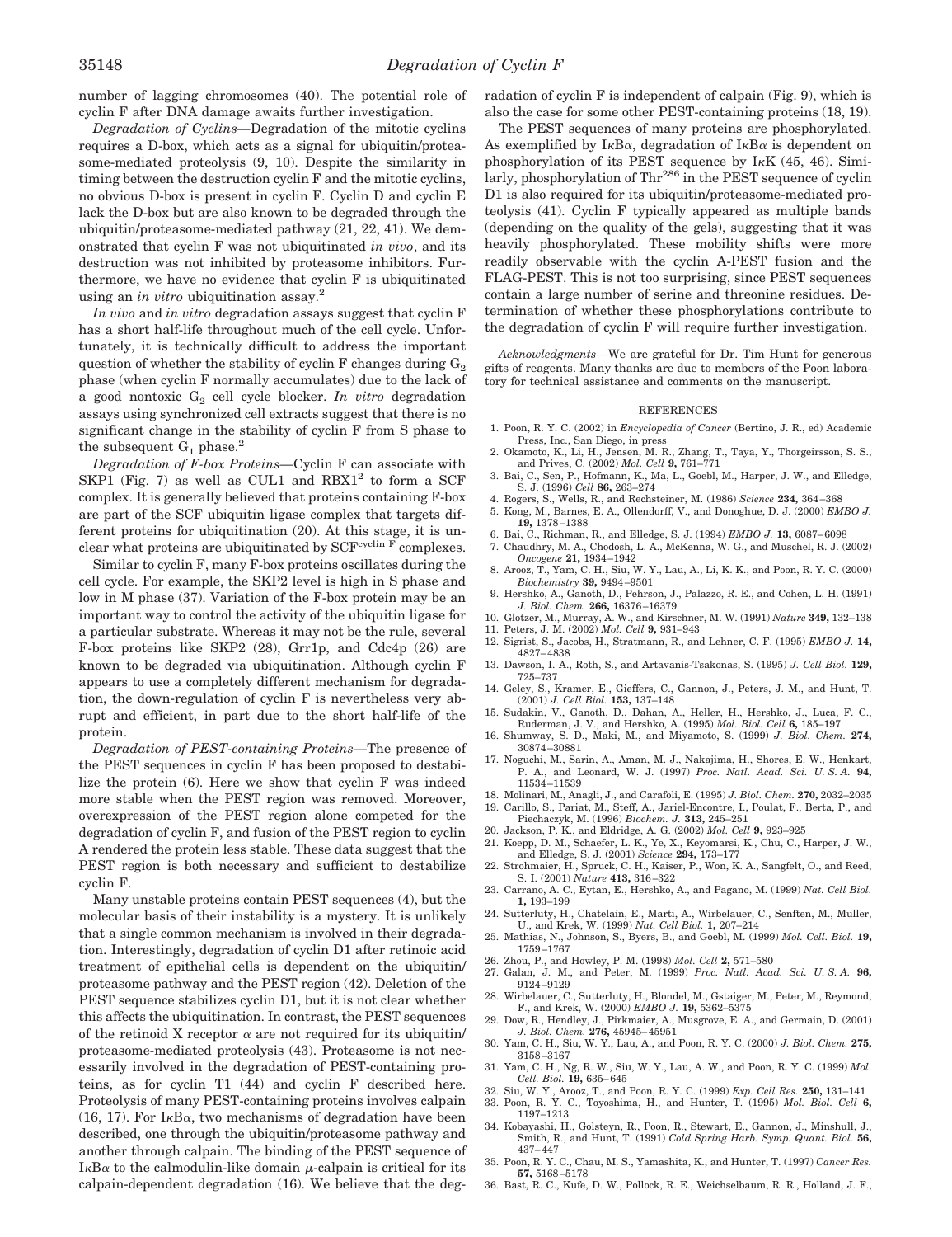number of lagging chromosomes (40). The potential role of cyclin F after DNA damage awaits further investigation.

*Degradation of Cyclins*—Degradation of the mitotic cyclins requires a D-box, which acts as a signal for ubiquitin/proteasome-mediated proteolysis (9, 10). Despite the similarity in timing between the destruction cyclin F and the mitotic cyclins, no obvious D-box is present in cyclin F. Cyclin D and cyclin E lack the D-box but are also known to be degraded through the ubiquitin/proteasome-mediated pathway (21, 22, 41). We demonstrated that cyclin F was not ubiquitinated *in vivo*, and its destruction was not inhibited by proteasome inhibitors. Furthermore, we have no evidence that cyclin F is ubiquitinated using an *in vitro* ubiquitination assay.[2]

*In vivo* and *in vitro* degradation assays suggest that cyclin F has a short half-life throughout much of the cell cycle. Unfortunately, it is technically difficult to address the important question of whether the stability of cyclin F changes during $G_2$ phase (when cyclin F normally accumulates) due to the lack of a good nontoxic $G_2$ cell cycle blocker. *In vitro* degradation assays using synchronized cell extracts suggest that there is no significant change in the stability of cyclin F from S phase to the subsequent $G_1$ phase.[2]

*Degradation of F-box Proteins*—Cyclin F can associate with SKP1 (Fig. 7) as well as CUL1 and RBX1[2] to form a SCF complex. It is generally believed that proteins containing F-box are part of the SCF ubiquitin ligase complex that targets different proteins for ubiquitination (20). At this stage, it is unclear what proteins are ubiquitinated by SCF$^{\text{cyclin F}}$ complexes.

Similar to cyclin F, many F-box proteins oscillates during the cell cycle. For example, the SKP2 level is high in S phase and low in M phase (37). Variation of the F-box protein may be an important way to control the activity of the ubiquitin ligase for a particular substrate. Whereas it may not be the rule, several F-box proteins like SKP2 (28), Grr1p, and Cdc4p (26) are known to be degraded via ubiquitination. Although cyclin F appears to use a completely different mechanism for degradation, the down-regulation of cyclin F is nevertheless very abrupt and efficient, in part due to the short half-life of the protein.

*Degradation of PEST-containing Proteins*—The presence of the PEST sequences in cyclin F has been proposed to destabilize the protein (6). Here we show that cyclin F was indeed more stable when the PEST region was removed. Moreover, overexpression of the PEST region alone competed for the degradation of cyclin F, and fusion of the PEST region to cyclin A rendered the protein less stable. These data suggest that the PEST region is both necessary and sufficient to destabilize cyclin F.

Many unstable proteins contain PEST sequences (4), but the molecular basis of their instability is a mystery. It is unlikely that a single common mechanism is involved in their degradation. Interestingly, degradation of cyclin D1 after retinoic acid treatment of epithelial cells is dependent on the ubiquitin/proteasome pathway and the PEST region (42). Deletion of the PEST sequence stabilizes cyclin D1, but it is not clear whether this affects the ubiquitination. In contrast, the PEST sequences of the retinoid X receptor $\alpha$ are not required for its ubiquitin/proteasome-mediated proteolysis (43). Proteasome is not necessarily involved in the degradation of PEST-containing proteins, as for cyclin T1 (44) and cyclin F described here. Proteolysis of many PEST-containing proteins involves calpain (16, 17). For I$\kappa$B$\alpha$, two mechanisms of degradation have been described, one through the ubiquitin/proteasome pathway and another through calpain. The binding of the PEST sequence of I$\kappa$B$\alpha$ to the calmodulin-like domain $\mu$-calpain is critical for its calpain-dependent degradation (16). We believe that the degradation of cyclin F is independent of calpain (Fig. 9), which is also the case for some other PEST-containing proteins (18, 19).

The PEST sequences of many proteins are phosphorylated. As exemplified by I$\kappa$B$\alpha$, degradation of I$\kappa$B$\alpha$ is dependent on phosphorylation of its PEST sequence by I$\kappa$K (45, 46). Similarly, phosphorylation of Thr$^{286}$ in the PEST sequence of cyclin D1 is also required for its ubiquitin/proteasome-mediated proteolysis (41). Cyclin F typically appeared as multiple bands (depending on the quality of the gels), suggesting that it was heavily phosphorylated. These mobility shifts were more readily observable with the cyclin A-PEST fusion and the FLAG-PEST. This is not too surprising, since PEST sequences contain a large number of serine and threonine residues. Determination of whether these phosphorylations contribute to the degradation of cyclin F will require further investigation.

*Acknowledgments*—We are grateful for Dr. Tim Hunt for generous gifts of reagents. Many thanks are due to members of the Poon laboratory for technical assistance and comments on the manuscript.

## REFERENCES

1. Poon, R. Y. C. (2002) in *Encyclopedia of Cancer* (Bertino, J. R., ed) Academic Press, Inc., San Diego, in press
2. Okamoto, K., Li, H., Jensen, M. R., Zhang, T., Taya, Y., Thorgeirsson, S. S., and Prives, C. (2002) *Mol. Cell* **9,** 761–771
3. Bai, C., Sen, P., Hofmann, K., Ma, L., Goebl, M., Harper, J. W., and Elledge, S. J. (1996) *Cell* **86,** 263–274
4. Rogers, S., Wells, R., and Rechsteiner, M. (1986) *Science* **234,** 364–368
5. Kong, M., Barnes, E. A., Ollendorff, V., and Donoghue, D. J. (2000) *EMBO J.* **19,** 1378–1388
6. Bai, C., Richman, R., and Elledge, S. J. (1994) *EMBO J.* **13,** 6087–6098
7. Chaudhry, M. A., Chodosh, L. A., McKenna, W. G., and Muschel, R. J. (2002) *Oncogene* **21,** 1934–1942
8. Arooz, T., Yam, C. H., Siu, W. Y., Lau, A., Li, K. K., and Poon, R. Y. C. (2000) *Biochemistry* **39,** 9494–9501
9. Hershko, A., Ganoth, D., Pehrson, J., Palazzo, R. E., and Cohen, L. H. (1991) *J. Biol. Chem.* **266,** 16376–16379
10. Glotzer, M., Murray, A. W., and Kirschner, M. W. (1991) *Nature* **349,** 132–138
11. Peters, J. M. (2002) *Mol. Cell* **9,** 931–943
12. Sigrist, S., Jacobs, H., Stratmann, R., and Lehner, C. F. (1995) *EMBO J.* **14,** 4827–4838
13. Dawson, I. A., Roth, S., and Artavanis-Tsakonas, S. (1995) *J. Cell Biol.* **129,** 725–737
14. Geley, S., Kramer, E., Gieffers, C., Gannon, J., Peters, J. M., and Hunt, T. (2001) *J. Cell Biol.* **153,** 137–148
15. Sudakin, V., Ganoth, D., Dahan, A., Heller, H., Hershko, J., Luca, F. C., Ruderman, J. V., and Hershko, A. (1995) *Mol. Biol. Cell* **6,** 185–197
16. Shumway, S. D., Maki, M., and Miyamoto, S. (1999) *J. Biol. Chem.* **274,** 30874–30881
17. Noguchi, M., Sarin, A., Aman, M. J., Nakajima, H., Shores, E. W., Henkart, P. A., and Leonard, W. J. (1997) *Proc. Natl. Acad. Sci. U. S. A.* **94,** 11534–11539
18. Molinari, M., Anagli, J., and Carafoli, E. (1995) *J. Biol. Chem.* **270,** 2032–2035
19. Carillo, S., Pariat, M., Steff, A., Jariel-Encontre, I., Poulat, F., Berta, P., and Piechaczyk, M. (1996) *Biochem. J.* **313,** 245–251
20. Jackson, P. K., and Eldridge, A. G. (2002) *Mol. Cell* **9,** 923–925
21. Koepp, D. M., Schaefer, L. K., Ye, X., Keyomarsi, K., Chu, C., Harper, J. W., and Elledge, S. J. (2001) *Science* **294,** 173–177
22. Strohmaier, H., Spruck, C. H., Kaiser, P., Won, K. A., Sangfelt, O., and Reed, S. I. (2001) *Nature* **413,** 316–322
23. Carrano, A. C., Eytan, E., Hershko, A., and Pagano, M. (1999) *Nat. Cell Biol.* **1,** 193–199
24. Sutterluty, H., Chatelain, E., Marti, A., Wirbelauer, C., Senften, M., Muller, U., and Krek, W. (1999) *Nat. Cell Biol.* **1,** 207–214
25. Mathias, N., Johnson, S., Byers, B., and Goebl, M. (1999) *Mol. Cell. Biol.* **19,** 1759–1767
26. Zhou, P., and Howley, P. M. (1998) *Mol. Cell* **2,** 571–580
27. Galan, J. M., and Peter, M. (1999) *Proc. Natl. Acad. Sci. U. S. A.* **96,** 9124–9129
28. Wirbelauer, C., Sutterluty, H., Blondel, M., Gstaiger, M., Peter, M., Reymond, F., and Krek, W. (2000) *EMBO J.* **19,** 5362–5375
29. Dow, R., Hendley, J., Pirkmaier, A., Musgrove, E. A., and Germain, D. (2001) *J. Biol. Chem.* **276,** 45945–45951
30. Yam, C. H., Siu, W. Y., Lau, A., and Poon, R. Y. C. (2000) *J. Biol. Chem.* **275,** 3158–3167
31. Yam, C. H., Ng, R. W., Siu, W. Y., Lau, A. W., and Poon, R. Y. C. (1999) *Mol. Cell. Biol.* **19,** 635–645
32. Siu, W. Y., Arooz, T., and Poon, R. Y. C. (1999) *Exp. Cell Res.* **250,** 131–141
33. Poon, R. Y. C., Toyoshima, H., and Hunter, T. (1995) *Mol. Biol. Cell* **6,** 1197–1213
34. Kobayashi, H., Golsteyn, R., Poon, R., Stewart, E., Gannon, J., Minshull, J., Smith, R., and Hunt, T. (1991) *Cold Spring Harb. Symp. Quant. Biol.* **56,** 437–447
35. Poon, R. Y. C., Chau, M. S., Yamashita, K., and Hunter, T. (1997) *Cancer Res.* **57,** 5168–5178
36. Bast, R. C., Kufe, D. W., Pollock, R. E., Weichselbaum, R. R., Holland, J. F.,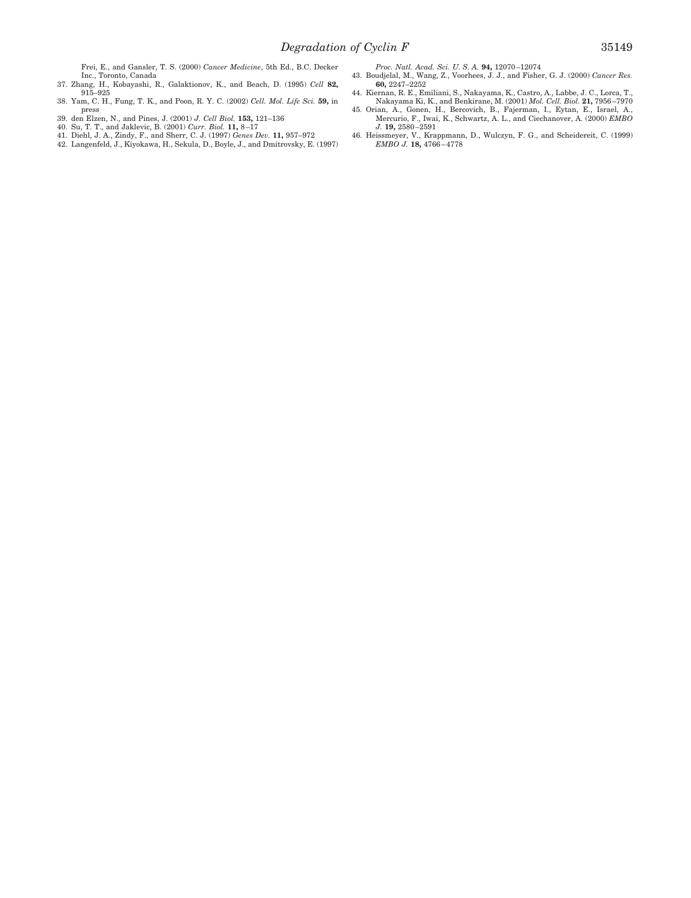Frei, E., and Gansler, T. S. (2000) *Cancer Medicine*, 5th Ed., B.C. Decker Inc., Toronto, Canada

37. Zhang, H., Kobayashi, R., Galaktionov, K., and Beach, D. (1995) *Cell* **82,** 915–925
38. Yam, C. H., Fung, T. K., and Poon, R. Y. C. (2002) *Cell. Mol. Life Sci.* **59,** in press
39. den Elzen, N., and Pines, J. (2001) *J. Cell Biol.* **153,** 121–136
40. Su, T. T., and Jaklevic, B. (2001) *Curr. Biol.* **11,** 8–17
41. Diehl, J. A., Zindy, F., and Sherr, C. J. (1997) *Genes Dev.* **11,** 957–972
42. Langenfeld, J., Kiyokawa, H., Sekula, D., Boyle, J., and Dmitrovsky, E. (1997) *Proc. Natl. Acad. Sci. U. S. A.* **94,** 12070–12074
43. Boudjelal, M., Wang, Z., Voorhees, J. J., and Fisher, G. J. (2000) *Cancer Res.* **60,** 2247–2252
44. Kiernan, R. E., Emiliani, S., Nakayama, K., Castro, A., Labbe, J. C., Lorca, T., Nakayama Ki, K., and Benkirane, M. (2001) *Mol. Cell. Biol.* **21,** 7956–7970
45. Orian, A., Gonen, H., Bercovich, B., Fajerman, I., Eytan, E., Israel, A., Mercurio, F., Iwai, K., Schwartz, A. L., and Ciechanover, A. (2000) *EMBO J.* **19,** 2580–2591
46. Heissmeyer, V., Krappmann, D., Wulczyn, F. G., and Scheidereit, C. (1999) *EMBO J.* **18,** 4766–4778